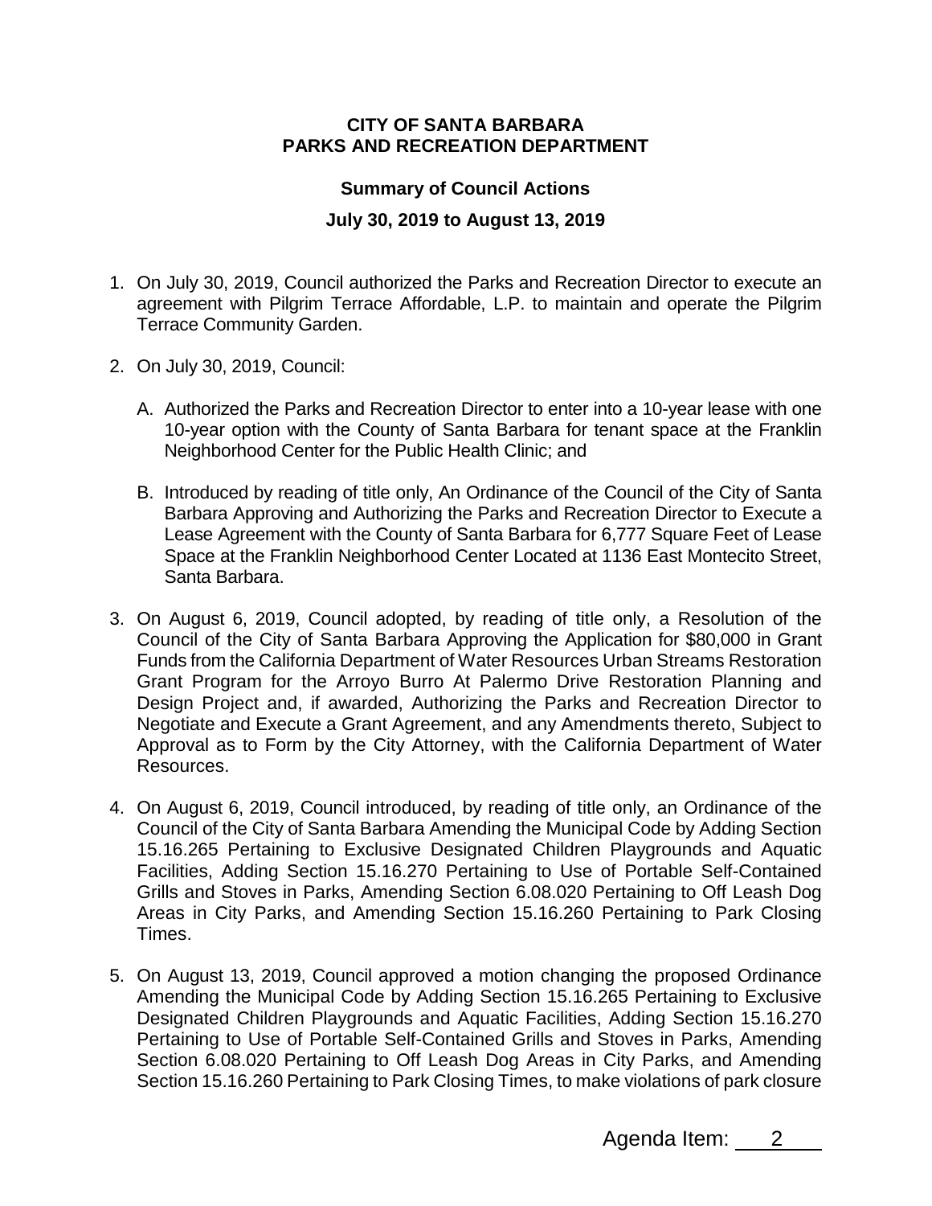**CITY OF SANTA BARBARA**
**PARKS AND RECREATION DEPARTMENT**

**Summary of Council Actions**

**July 30, 2019 to August 13, 2019**

1. On July 30, 2019, Council authorized the Parks and Recreation Director to execute an agreement with Pilgrim Terrace Affordable, L.P. to maintain and operate the Pilgrim Terrace Community Garden.

2. On July 30, 2019, Council:

   A. Authorized the Parks and Recreation Director to enter into a 10-year lease with one 10-year option with the County of Santa Barbara for tenant space at the Franklin Neighborhood Center for the Public Health Clinic; and

   B. Introduced by reading of title only, An Ordinance of the Council of the City of Santa Barbara Approving and Authorizing the Parks and Recreation Director to Execute a Lease Agreement with the County of Santa Barbara for 6,777 Square Feet of Lease Space at the Franklin Neighborhood Center Located at 1136 East Montecito Street, Santa Barbara.

3. On August 6, 2019, Council adopted, by reading of title only, a Resolution of the Council of the City of Santa Barbara Approving the Application for $80,000 in Grant Funds from the California Department of Water Resources Urban Streams Restoration Grant Program for the Arroyo Burro At Palermo Drive Restoration Planning and Design Project and, if awarded, Authorizing the Parks and Recreation Director to Negotiate and Execute a Grant Agreement, and any Amendments thereto, Subject to Approval as to Form by the City Attorney, with the California Department of Water Resources.

4. On August 6, 2019, Council introduced, by reading of title only, an Ordinance of the Council of the City of Santa Barbara Amending the Municipal Code by Adding Section 15.16.265 Pertaining to Exclusive Designated Children Playgrounds and Aquatic Facilities, Adding Section 15.16.270 Pertaining to Use of Portable Self-Contained Grills and Stoves in Parks, Amending Section 6.08.020 Pertaining to Off Leash Dog Areas in City Parks, and Amending Section 15.16.260 Pertaining to Park Closing Times.

5. On August 13, 2019, Council approved a motion changing the proposed Ordinance Amending the Municipal Code by Adding Section 15.16.265 Pertaining to Exclusive Designated Children Playgrounds and Aquatic Facilities, Adding Section 15.16.270 Pertaining to Use of Portable Self-Contained Grills and Stoves in Parks, Amending Section 6.08.020 Pertaining to Off Leash Dog Areas in City Parks, and Amending Section 15.16.260 Pertaining to Park Closing Times, to make violations of park closure

Agenda Item: 2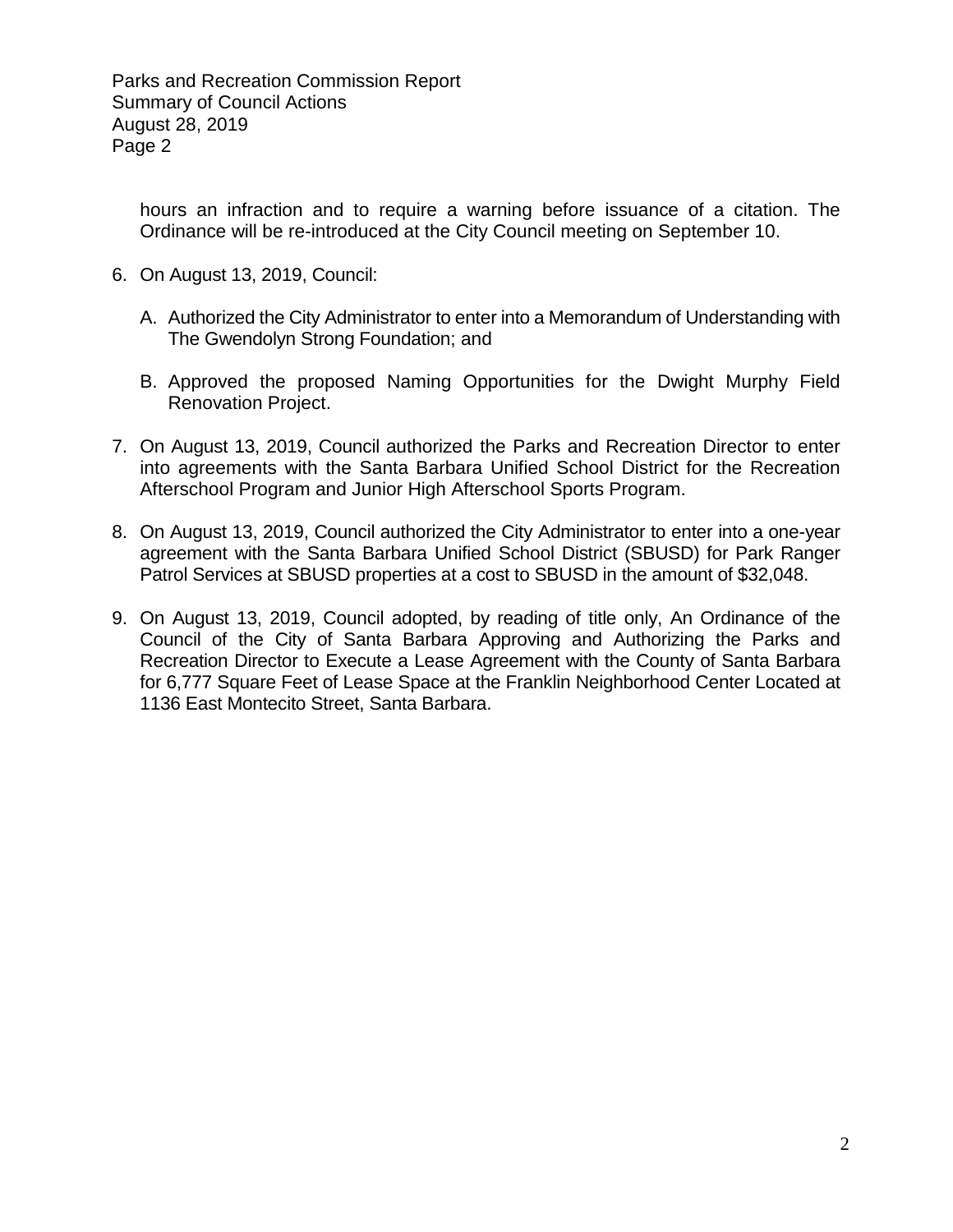hours an infraction and to require a warning before issuance of a citation. The Ordinance will be re-introduced at the City Council meeting on September 10.

6. On August 13, 2019, Council:

   A. Authorized the City Administrator to enter into a Memorandum of Understanding with The Gwendolyn Strong Foundation; and

   B. Approved the proposed Naming Opportunities for the Dwight Murphy Field Renovation Project.

7. On August 13, 2019, Council authorized the Parks and Recreation Director to enter into agreements with the Santa Barbara Unified School District for the Recreation Afterschool Program and Junior High Afterschool Sports Program.

8. On August 13, 2019, Council authorized the City Administrator to enter into a one-year agreement with the Santa Barbara Unified School District (SBUSD) for Park Ranger Patrol Services at SBUSD properties at a cost to SBUSD in the amount of $32,048.

9. On August 13, 2019, Council adopted, by reading of title only, An Ordinance of the Council of the City of Santa Barbara Approving and Authorizing the Parks and Recreation Director to Execute a Lease Agreement with the County of Santa Barbara for 6,777 Square Feet of Lease Space at the Franklin Neighborhood Center Located at 1136 East Montecito Street, Santa Barbara.